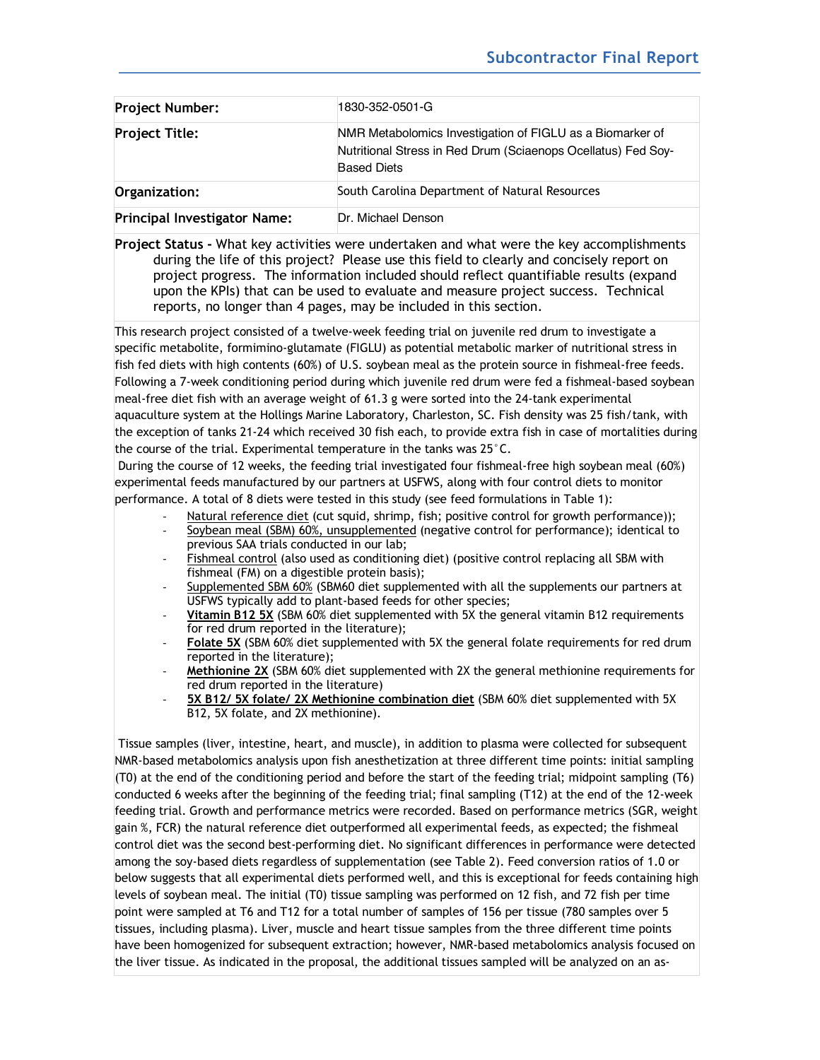## Subcontractor Final Report

| | |
|---|---|
| **Project Number:** | 1830-352-0501-G |
| **Project Title:** | NMR Metabolomics Investigation of FIGLU as a Biomarker of Nutritional Stress in Red Drum (Sciaenops Ocellatus) Fed Soy-Based Diets |
| **Organization:** | South Carolina Department of Natural Resources |
| **Principal Investigator Name:** | Dr. Michael Denson |

**Project Status -** What key activities were undertaken and what were the key accomplishments during the life of this project? Please use this field to clearly and concisely report on project progress. The information included should reflect quantifiable results (expand upon the KPIs) that can be used to evaluate and measure project success. Technical reports, no longer than 4 pages, may be included in this section.

This research project consisted of a twelve-week feeding trial on juvenile red drum to investigate a specific metabolite, formimino-glutamate (FIGLU) as potential metabolic marker of nutritional stress in fish fed diets with high contents (60%) of U.S. soybean meal as the protein source in fishmeal-free feeds. Following a 7-week conditioning period during which juvenile red drum were fed a fishmeal-based soybean meal-free diet fish with an average weight of 61.3 g were sorted into the 24-tank experimental aquaculture system at the Hollings Marine Laboratory, Charleston, SC. Fish density was 25 fish/tank, with the exception of tanks 21-24 which received 30 fish each, to provide extra fish in case of mortalities during the course of the trial. Experimental temperature in the tanks was 25°C.

During the course of 12 weeks, the feeding trial investigated four fishmeal-free high soybean meal (60%) experimental feeds manufactured by our partners at USFWS, along with four control diets to monitor performance. A total of 8 diets were tested in this study (see feed formulations in Table 1):

- Natural reference diet (cut squid, shrimp, fish; positive control for growth performance));
- Soybean meal (SBM) 60%, unsupplemented (negative control for performance); identical to previous SAA trials conducted in our lab;
- Fishmeal control (also used as conditioning diet) (positive control replacing all SBM with fishmeal (FM) on a digestible protein basis);
- Supplemented SBM 60% (SBM60 diet supplemented with all the supplements our partners at USFWS typically add to plant-based feeds for other species;
- **Vitamin B12 5X** (SBM 60% diet supplemented with 5X the general vitamin B12 requirements for red drum reported in the literature);
- **Folate 5X** (SBM 60% diet supplemented with 5X the general folate requirements for red drum reported in the literature);
- **Methionine 2X** (SBM 60% diet supplemented with 2X the general methionine requirements for red drum reported in the literature)
- **5X B12/ 5X folate/ 2X Methionine combination diet** (SBM 60% diet supplemented with 5X B12, 5X folate, and 2X methionine).

Tissue samples (liver, intestine, heart, and muscle), in addition to plasma were collected for subsequent NMR-based metabolomics analysis upon fish anesthetization at three different time points: initial sampling (T0) at the end of the conditioning period and before the start of the feeding trial; midpoint sampling (T6) conducted 6 weeks after the beginning of the feeding trial; final sampling (T12) at the end of the 12-week feeding trial. Growth and performance metrics were recorded. Based on performance metrics (SGR, weight gain %, FCR) the natural reference diet outperformed all experimental feeds, as expected; the fishmeal control diet was the second best-performing diet. No significant differences in performance were detected among the soy-based diets regardless of supplementation (see Table 2). Feed conversion ratios of 1.0 or below suggests that all experimental diets performed well, and this is exceptional for feeds containing high levels of soybean meal. The initial (T0) tissue sampling was performed on 12 fish, and 72 fish per time point were sampled at T6 and T12 for a total number of samples of 156 per tissue (780 samples over 5 tissues, including plasma). Liver, muscle and heart tissue samples from the three different time points have been homogenized for subsequent extraction; however, NMR-based metabolomics analysis focused on the liver tissue. As indicated in the proposal, the additional tissues sampled will be analyzed on an as-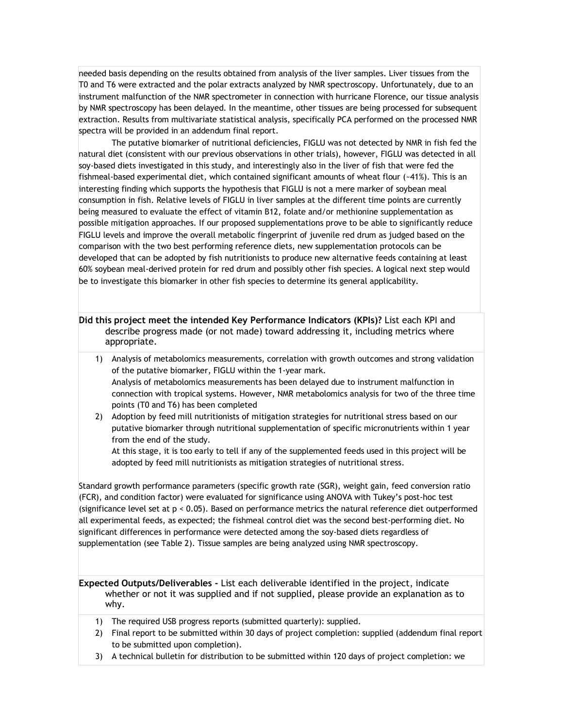needed basis depending on the results obtained from analysis of the liver samples. Liver tissues from the T0 and T6 were extracted and the polar extracts analyzed by NMR spectroscopy. Unfortunately, due to an instrument malfunction of the NMR spectrometer in connection with hurricane Florence, our tissue analysis by NMR spectroscopy has been delayed. In the meantime, other tissues are being processed for subsequent extraction. Results from multivariate statistical analysis, specifically PCA performed on the processed NMR spectra will be provided in an addendum final report.

The putative biomarker of nutritional deficiencies, FIGLU was not detected by NMR in fish fed the natural diet (consistent with our previous observations in other trials), however, FIGLU was detected in all soy-based diets investigated in this study, and interestingly also in the liver of fish that were fed the fishmeal-based experimental diet, which contained significant amounts of wheat flour (~41%). This is an interesting finding which supports the hypothesis that FIGLU is not a mere marker of soybean meal consumption in fish. Relative levels of FIGLU in liver samples at the different time points are currently being measured to evaluate the effect of vitamin B12, folate and/or methionine supplementation as possible mitigation approaches. If our proposed supplementations prove to be able to significantly reduce FIGLU levels and improve the overall metabolic fingerprint of juvenile red drum as judged based on the comparison with the two best performing reference diets, new supplementation protocols can be developed that can be adopted by fish nutritionists to produce new alternative feeds containing at least 60% soybean meal-derived protein for red drum and possibly other fish species. A logical next step would be to investigate this biomarker in other fish species to determine its general applicability.

**Did this project meet the intended Key Performance Indicators (KPIs)?** List each KPI and describe progress made (or not made) toward addressing it, including metrics where appropriate.

1) Analysis of metabolomics measurements, correlation with growth outcomes and strong validation of the putative biomarker, FIGLU within the 1-year mark.
   Analysis of metabolomics measurements has been delayed due to instrument malfunction in connection with tropical systems. However, NMR metabolomics analysis for two of the three time points (T0 and T6) has been completed
2) Adoption by feed mill nutritionists of mitigation strategies for nutritional stress based on our putative biomarker through nutritional supplementation of specific micronutrients within 1 year from the end of the study.
   At this stage, it is too early to tell if any of the supplemented feeds used in this project will be adopted by feed mill nutritionists as mitigation strategies of nutritional stress.

Standard growth performance parameters (specific growth rate (SGR), weight gain, feed conversion ratio (FCR), and condition factor) were evaluated for significance using ANOVA with Tukey's post-hoc test (significance level set at $p < 0.05$). Based on performance metrics the natural reference diet outperformed all experimental feeds, as expected; the fishmeal control diet was the second best-performing diet. No significant differences in performance were detected among the soy-based diets regardless of supplementation (see Table 2). Tissue samples are being analyzed using NMR spectroscopy.

**Expected Outputs/Deliverables -** List each deliverable identified in the project, indicate whether or not it was supplied and if not supplied, please provide an explanation as to why.

1) The required USB progress reports (submitted quarterly): supplied.
2) Final report to be submitted within 30 days of project completion: supplied (addendum final report to be submitted upon completion).
3) A technical bulletin for distribution to be submitted within 120 days of project completion: we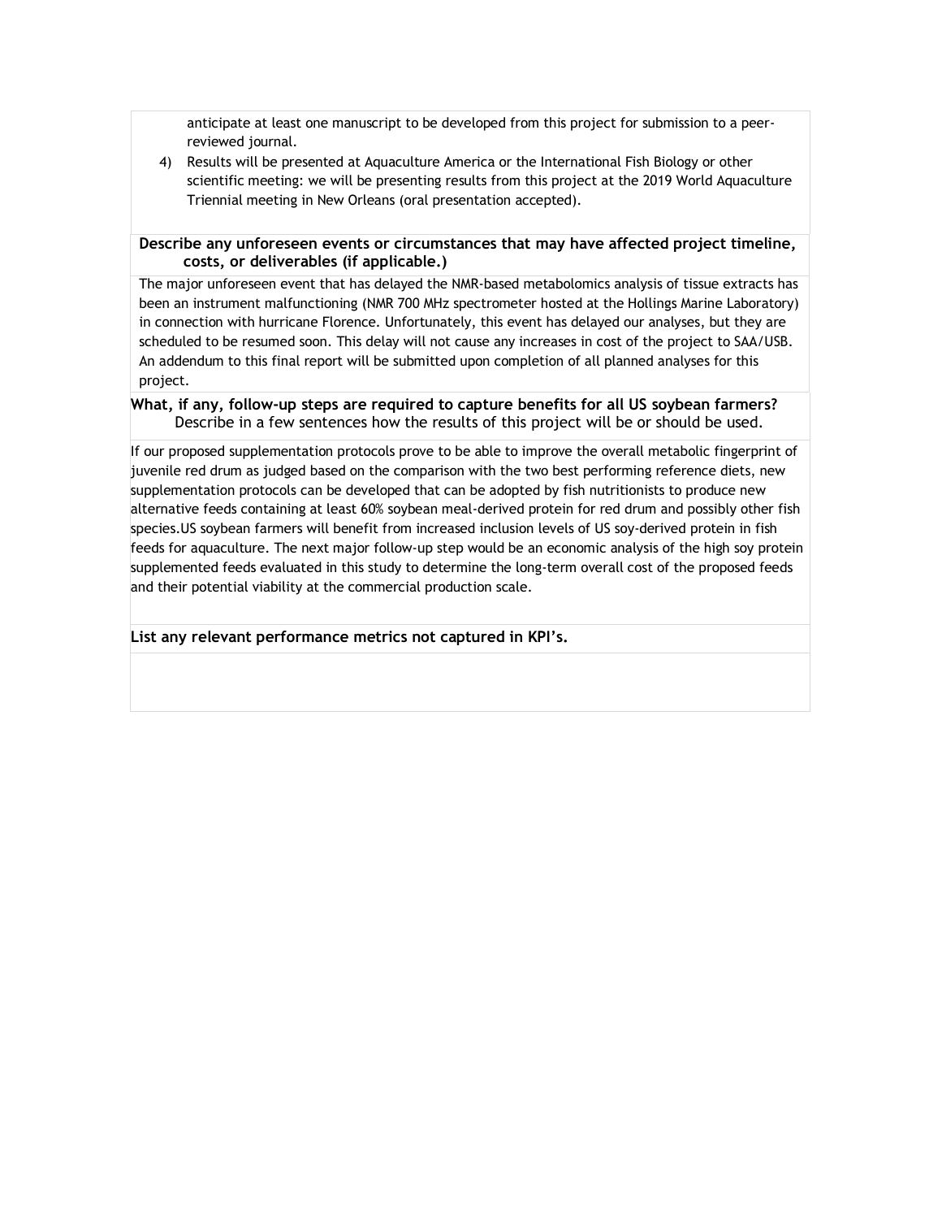anticipate at least one manuscript to be developed from this project for submission to a peer-reviewed journal.

4) Results will be presented at Aquaculture America or the International Fish Biology or other scientific meeting: we will be presenting results from this project at the 2019 World Aquaculture Triennial meeting in New Orleans (oral presentation accepted).

**Describe any unforeseen events or circumstances that may have affected project timeline, costs, or deliverables (if applicable.)**

The major unforeseen event that has delayed the NMR-based metabolomics analysis of tissue extracts has been an instrument malfunctioning (NMR 700 MHz spectrometer hosted at the Hollings Marine Laboratory) in connection with hurricane Florence. Unfortunately, this event has delayed our analyses, but they are scheduled to be resumed soon. This delay will not cause any increases in cost of the project to SAA/USB. An addendum to this final report will be submitted upon completion of all planned analyses for this project.

**What, if any, follow-up steps are required to capture benefits for all US soybean farmers?**
Describe in a few sentences how the results of this project will be or should be used.

If our proposed supplementation protocols prove to be able to improve the overall metabolic fingerprint of juvenile red drum as judged based on the comparison with the two best performing reference diets, new supplementation protocols can be developed that can be adopted by fish nutritionists to produce new alternative feeds containing at least 60% soybean meal-derived protein for red drum and possibly other fish species.US soybean farmers will benefit from increased inclusion levels of US soy-derived protein in fish feeds for aquaculture. The next major follow-up step would be an economic analysis of the high soy protein supplemented feeds evaluated in this study to determine the long-term overall cost of the proposed feeds and their potential viability at the commercial production scale.

**List any relevant performance metrics not captured in KPI's.**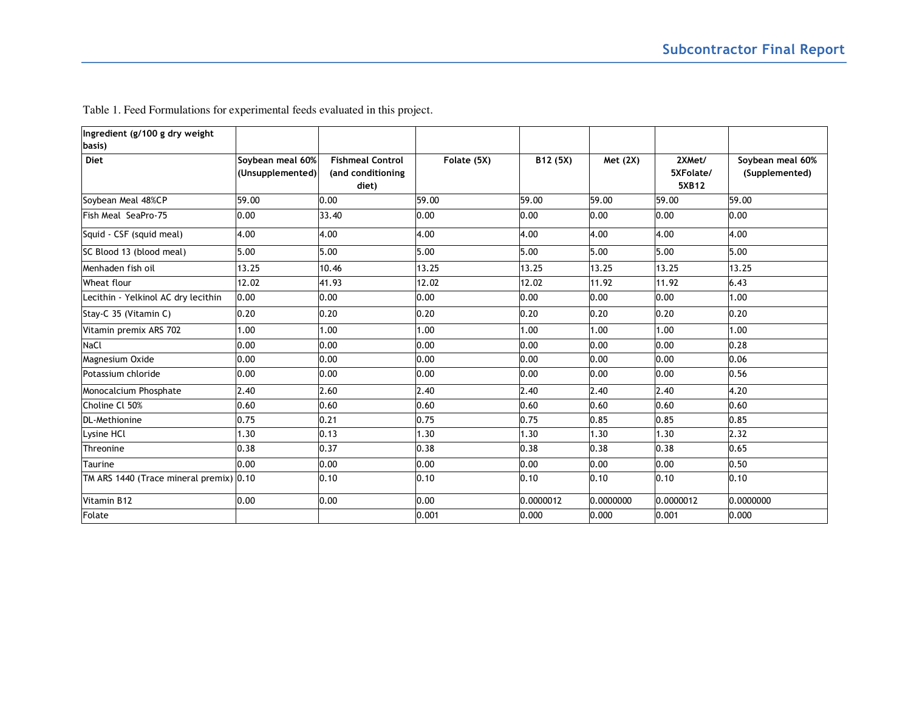Table 1. Feed Formulations for experimental feeds evaluated in this project.

| **Ingredient (g/100 g dry weight basis)** | | | | | | | |
|---|---|---|---|---|---|---|---|
| **Diet** | **Soybean meal 60% (Unsupplemented)** | **Fishmeal Control (and conditioning diet)** | **Folate (5X)** | **B12 (5X)** | **Met (2X)** | **2XMet/ 5XFolate/ 5XB12** | **Soybean meal 60% (Supplemented)** |
| Soybean Meal 48%CP | 59.00 | 0.00 | 59.00 | 59.00 | 59.00 | 59.00 | 59.00 |
| Fish Meal SeaPro-75 | 0.00 | 33.40 | 0.00 | 0.00 | 0.00 | 0.00 | 0.00 |
| Squid - CSF (squid meal) | 4.00 | 4.00 | 4.00 | 4.00 | 4.00 | 4.00 | 4.00 |
| SC Blood 13 (blood meal) | 5.00 | 5.00 | 5.00 | 5.00 | 5.00 | 5.00 | 5.00 |
| Menhaden fish oil | 13.25 | 10.46 | 13.25 | 13.25 | 13.25 | 13.25 | 13.25 |
| Wheat flour | 12.02 | 41.93 | 12.02 | 12.02 | 11.92 | 11.92 | 6.43 |
| Lecithin - Yelkinol AC dry lecithin | 0.00 | 0.00 | 0.00 | 0.00 | 0.00 | 0.00 | 1.00 |
| Stay-C 35 (Vitamin C) | 0.20 | 0.20 | 0.20 | 0.20 | 0.20 | 0.20 | 0.20 |
| Vitamin premix ARS 702 | 1.00 | 1.00 | 1.00 | 1.00 | 1.00 | 1.00 | 1.00 |
| NaCl | 0.00 | 0.00 | 0.00 | 0.00 | 0.00 | 0.00 | 0.28 |
| Magnesium Oxide | 0.00 | 0.00 | 0.00 | 0.00 | 0.00 | 0.00 | 0.06 |
| Potassium chloride | 0.00 | 0.00 | 0.00 | 0.00 | 0.00 | 0.00 | 0.56 |
| Monocalcium Phosphate | 2.40 | 2.60 | 2.40 | 2.40 | 2.40 | 2.40 | 4.20 |
| Choline Cl 50% | 0.60 | 0.60 | 0.60 | 0.60 | 0.60 | 0.60 | 0.60 |
| DL-Methionine | 0.75 | 0.21 | 0.75 | 0.75 | 0.85 | 0.85 | 0.85 |
| Lysine HCl | 1.30 | 0.13 | 1.30 | 1.30 | 1.30 | 1.30 | 2.32 |
| Threonine | 0.38 | 0.37 | 0.38 | 0.38 | 0.38 | 0.38 | 0.65 |
| Taurine | 0.00 | 0.00 | 0.00 | 0.00 | 0.00 | 0.00 | 0.50 |
| TM ARS 1440 (Trace mineral premix) | 0.10 | 0.10 | 0.10 | 0.10 | 0.10 | 0.10 | 0.10 |
| Vitamin B12 | 0.00 | 0.00 | 0.00 | 0.0000012 | 0.0000000 | 0.0000012 | 0.0000000 |
| Folate | | | 0.001 | 0.000 | 0.000 | 0.001 | 0.000 |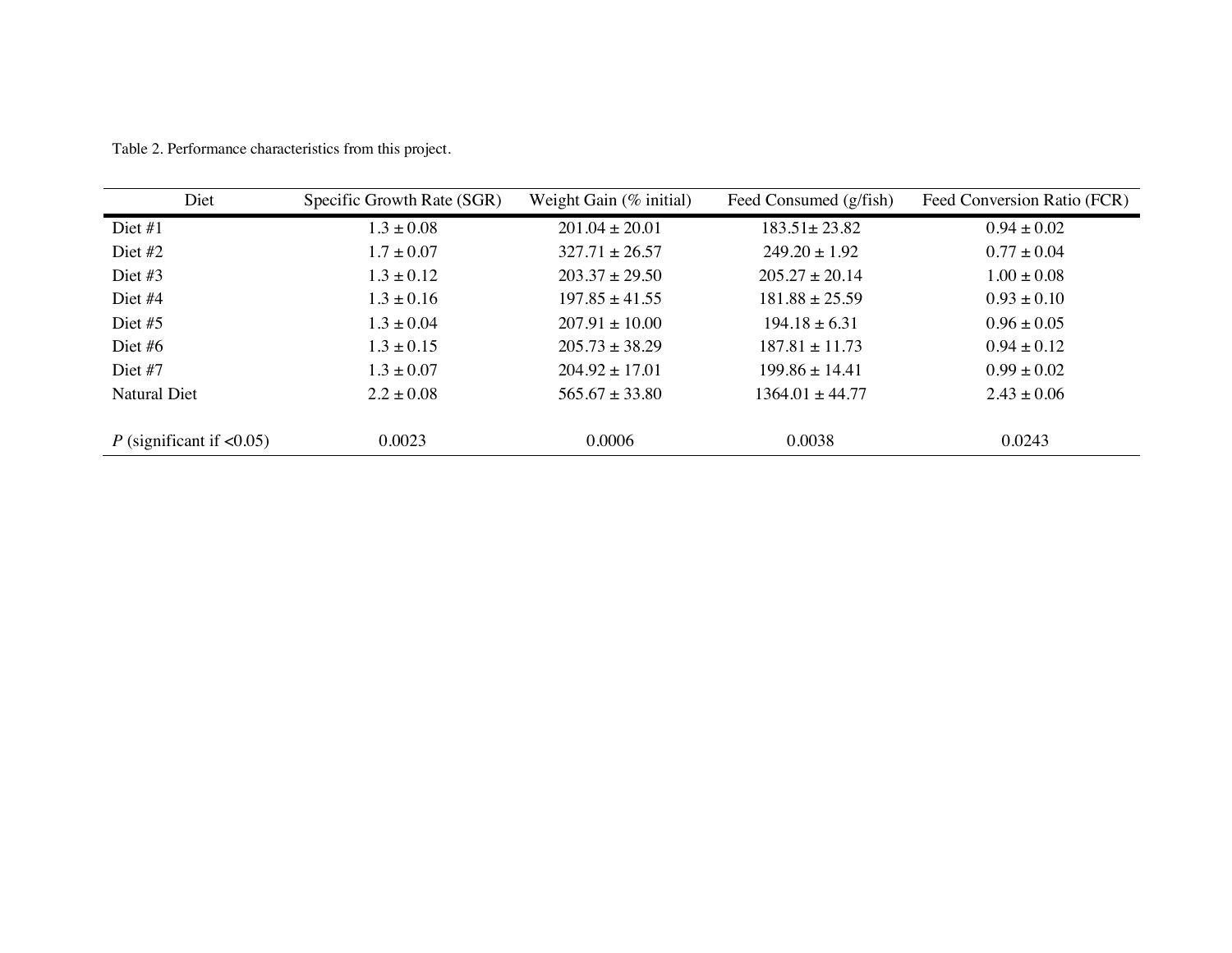Table 2. Performance characteristics from this project.

| Diet | Specific Growth Rate (SGR) | Weight Gain (% initial) | Feed Consumed (g/fish) | Feed Conversion Ratio (FCR) |
|---|---|---|---|---|
| Diet #1 | 1.3 ± 0.08 | 201.04 ± 20.01 | 183.51± 23.82 | 0.94 ± 0.02 |
| Diet #2 | 1.7 ± 0.07 | 327.71 ± 26.57 | 249.20 ± 1.92 | 0.77 ± 0.04 |
| Diet #3 | 1.3 ± 0.12 | 203.37 ± 29.50 | 205.27 ± 20.14 | 1.00 ± 0.08 |
| Diet #4 | 1.3 ± 0.16 | 197.85 ± 41.55 | 181.88 ± 25.59 | 0.93 ± 0.10 |
| Diet #5 | 1.3 ± 0.04 | 207.91 ± 10.00 | 194.18 ± 6.31 | 0.96 ± 0.05 |
| Diet #6 | 1.3 ± 0.15 | 205.73 ± 38.29 | 187.81 ± 11.73 | 0.94 ± 0.12 |
| Diet #7 | 1.3 ± 0.07 | 204.92 ± 17.01 | 199.86 ± 14.41 | 0.99 ± 0.02 |
| Natural Diet | 2.2 ± 0.08 | 565.67 ± 33.80 | 1364.01 ± 44.77 | 2.43 ± 0.06 |
| *P* (significant if <0.05) | 0.0023 | 0.0006 | 0.0038 | 0.0243 |